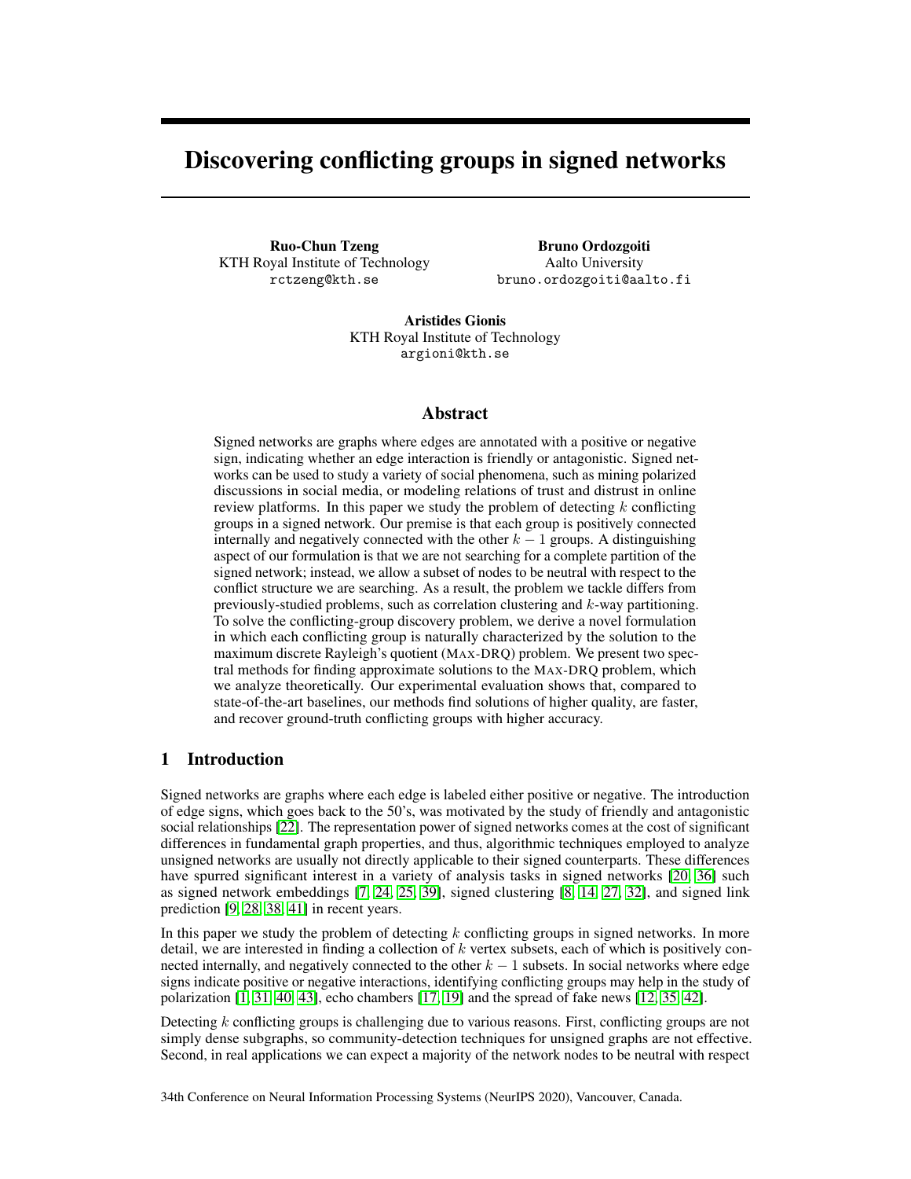# Discovering conflicting groups in signed networks

**Ruo-Chun Tzeng**
KTH Royal Institute of Technology
rctzeng@kth.se

**Bruno Ordozgoiti**
Aalto University
bruno.ordozgoiti@aalto.fi

**Aristides Gionis**
KTH Royal Institute of Technology
argioni@kth.se

## Abstract

Signed networks are graphs where edges are annotated with a positive or negative sign, indicating whether an edge interaction is friendly or antagonistic. Signed networks can be used to study a variety of social phenomena, such as mining polarized discussions in social media, or modeling relations of trust and distrust in online review platforms. In this paper we study the problem of detecting $k$ conflicting groups in a signed network. Our premise is that each group is positively connected internally and negatively connected with the other $k-1$ groups. A distinguishing aspect of our formulation is that we are not searching for a complete partition of the signed network; instead, we allow a subset of nodes to be neutral with respect to the conflict structure we are searching. As a result, the problem we tackle differs from previously-studied problems, such as correlation clustering and $k$-way partitioning. To solve the conflicting-group discovery problem, we derive a novel formulation in which each conflicting group is naturally characterized by the solution to the maximum discrete Rayleigh's quotient (MAX-DRQ) problem. We present two spectral methods for finding approximate solutions to the MAX-DRQ problem, which we analyze theoretically. Our experimental evaluation shows that, compared to state-of-the-art baselines, our methods find solutions of higher quality, are faster, and recover ground-truth conflicting groups with higher accuracy.

## 1 Introduction

Signed networks are graphs where each edge is labeled either positive or negative. The introduction of edge signs, which goes back to the 50's, was motivated by the study of friendly and antagonistic social relationships [22]. The representation power of signed networks comes at the cost of significant differences in fundamental graph properties, and thus, algorithmic techniques employed to analyze unsigned networks are usually not directly applicable to their signed counterparts. These differences have spurred significant interest in a variety of analysis tasks in signed networks [20, 36] such as signed network embeddings [7, 24, 25, 39], signed clustering [8, 14, 27, 32], and signed link prediction [9, 28, 38, 41] in recent years.

In this paper we study the problem of detecting $k$ conflicting groups in signed networks. In more detail, we are interested in finding a collection of $k$ vertex subsets, each of which is positively connected internally, and negatively connected to the other $k-1$ subsets. In social networks where edge signs indicate positive or negative interactions, identifying conflicting groups may help in the study of polarization [1, 31, 40, 43], echo chambers [17, 19] and the spread of fake news [12, 35, 42].

Detecting $k$ conflicting groups is challenging due to various reasons. First, conflicting groups are not simply dense subgraphs, so community-detection techniques for unsigned graphs are not effective. Second, in real applications we can expect a majority of the network nodes to be neutral with respect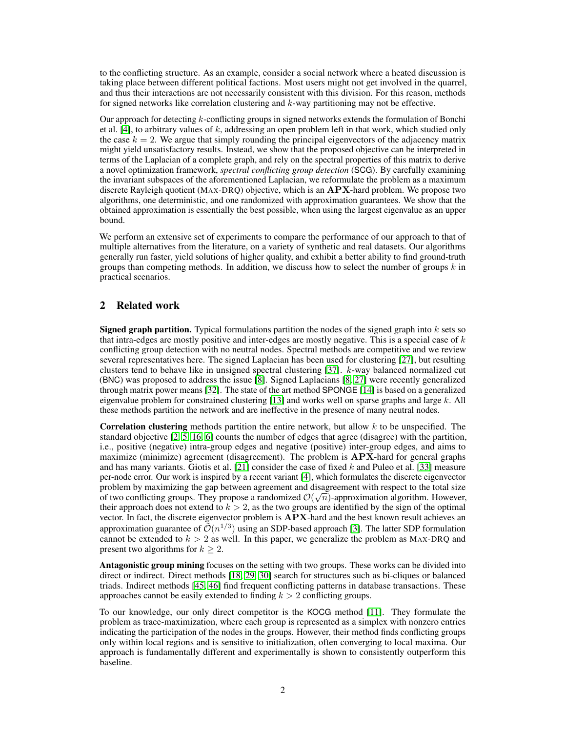to the conflicting structure. As an example, consider a social network where a heated discussion is taking place between different political factions. Most users might not get involved in the quarrel, and thus their interactions are not necessarily consistent with this division. For this reason, methods for signed networks like correlation clustering and $k$-way partitioning may not be effective.

Our approach for detecting $k$-conflicting groups in signed networks extends the formulation of Bonchi et al. [4], to arbitrary values of $k$, addressing an open problem left in that work, which studied only the case $k = 2$. We argue that simply rounding the principal eigenvectors of the adjacency matrix might yield unsatisfactory results. Instead, we show that the proposed objective can be interpreted in terms of the Laplacian of a complete graph, and rely on the spectral properties of this matrix to derive a novel optimization framework, *spectral conflicting group detection* (SCG). By carefully examining the invariant subspaces of the aforementioned Laplacian, we reformulate the problem as a maximum discrete Rayleigh quotient (MAX-DRQ) objective, which is an $\mathbf{APX}$-hard problem. We propose two algorithms, one deterministic, and one randomized with approximation guarantees. We show that the obtained approximation is essentially the best possible, when using the largest eigenvalue as an upper bound.

We perform an extensive set of experiments to compare the performance of our approach to that of multiple alternatives from the literature, on a variety of synthetic and real datasets. Our algorithms generally run faster, yield solutions of higher quality, and exhibit a better ability to find ground-truth groups than competing methods. In addition, we discuss how to select the number of groups $k$ in practical scenarios.

## 2 Related work

**Signed graph partition.** Typical formulations partition the nodes of the signed graph into $k$ sets so that intra-edges are mostly positive and inter-edges are mostly negative. This is a special case of $k$ conflicting group detection with no neutral nodes. Spectral methods are competitive and we review several representatives here. The signed Laplacian has been used for clustering [27], but resulting clusters tend to behave like in unsigned spectral clustering [37]. $k$-way balanced normalized cut (BNC) was proposed to address the issue [8]. Signed Laplacians [8, 27] were recently generalized through matrix power means [32]. The state of the art method SPONGE [14] is based on a generalized eigenvalue problem for constrained clustering [13] and works well on sparse graphs and large $k$. All these methods partition the network and are ineffective in the presence of many neutral nodes.

**Correlation clustering** methods partition the entire network, but allow $k$ to be unspecified. The standard objective [2, 5, 16, 6] counts the number of edges that agree (disagree) with the partition, i.e., positive (negative) intra-group edges and negative (positive) inter-group edges, and aims to maximize (minimize) agreement (disagreement). The problem is $\mathbf{APX}$-hard for general graphs and has many variants. Giotis et al. [21] consider the case of fixed $k$ and Puleo et al. [33] measure per-node error. Our work is inspired by a recent variant [4], which formulates the discrete eigenvector problem by maximizing the gap between agreement and disagreement with respect to the total size of two conflicting groups. They propose a randomized $\mathcal{O}(\sqrt{n})$-approximation algorithm. However, their approach does not extend to $k > 2$, as the two groups are identified by the sign of the optimal vector. In fact, the discrete eigenvector problem is $\mathbf{APX}$-hard and the best known result achieves an approximation guarantee of $\tilde{\mathcal{O}}(n^{1/3})$ using an SDP-based approach [3]. The latter SDP formulation cannot be extended to $k > 2$ as well. In this paper, we generalize the problem as MAX-DRQ and present two algorithms for $k \geq 2$.

**Antagonistic group mining** focuses on the setting with two groups. These works can be divided into direct or indirect. Direct methods [18, 29, 30] search for structures such as bi-cliques or balanced triads. Indirect methods [45, 46] find frequent conflicting patterns in database transactions. These approaches cannot be easily extended to finding $k > 2$ conflicting groups.

To our knowledge, our only direct competitor is the KOCG method [11]. They formulate the problem as trace-maximization, where each group is represented as a simplex with nonzero entries indicating the participation of the nodes in the groups. However, their method finds conflicting groups only within local regions and is sensitive to initialization, often converging to local maxima. Our approach is fundamentally different and experimentally is shown to consistently outperform this baseline.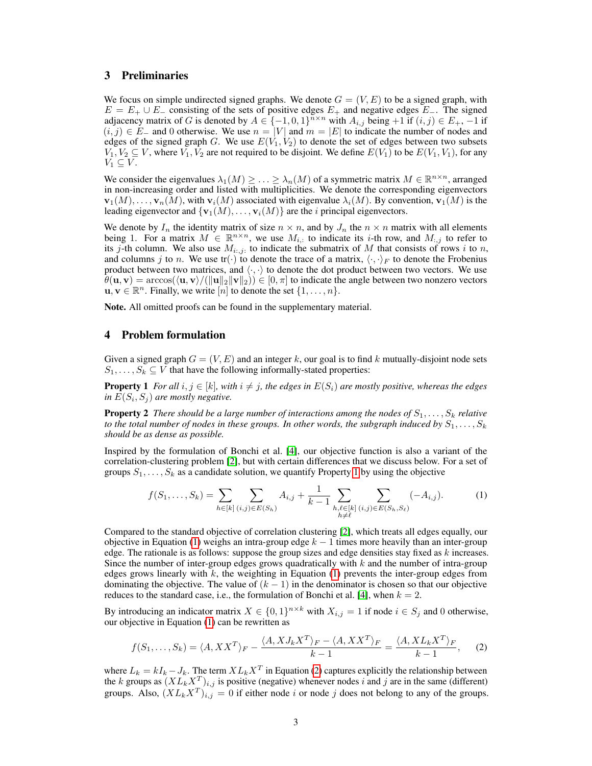## 3 Preliminaries

We focus on simple undirected signed graphs. We denote $G = (V, E)$ to be a signed graph, with $E = E_+ \cup E_-$ consisting of the sets of positive edges $E_+$ and negative edges $E_-$. The signed adjacency matrix of $G$ is denoted by $A \in \{-1, 0, 1\}^{n \times n}$ with $A_{i,j}$ being $+1$ if $(i, j) \in E_+$, $-1$ if $(i, j) \in E_-$ and 0 otherwise. We use $n = |V|$ and $m = |E|$ to indicate the number of nodes and edges of the signed graph $G$. We use $E(V_1, V_2)$ to denote the set of edges between two subsets $V_1, V_2 \subseteq V$, where $V_1, V_2$ are not required to be disjoint. We define $E(V_1)$ to be $E(V_1, V_1)$, for any $V_1 \subseteq V$.

We consider the eigenvalues $\lambda_1(M) \geq \ldots \geq \lambda_n(M)$ of a symmetric matrix $M \in \mathbb{R}^{n \times n}$, arranged in non-increasing order and listed with multiplicities. We denote the corresponding eigenvectors $\mathbf{v}_1(M), \ldots, \mathbf{v}_n(M)$, with $\mathbf{v}_i(M)$ associated with eigenvalue $\lambda_i(M)$. By convention, $\mathbf{v}_1(M)$ is the leading eigenvector and $\{\mathbf{v}_1(M), \ldots, \mathbf{v}_i(M)\}$ are the $i$ principal eigenvectors.

We denote by $I_n$ the identity matrix of size $n \times n$, and by $J_n$ the $n \times n$ matrix with all elements being 1. For a matrix $M \in \mathbb{R}^{n \times n}$, we use $M_{i,:}$ to indicate its $i$-th row, and $M_{:,j}$ to refer to its $j$-th column. We also use $M_{i:,j:}$ to indicate the submatrix of $M$ that consists of rows $i$ to $n$, and columns $j$ to $n$. We use $\text{tr}(\cdot)$ to denote the trace of a matrix, $\langle \cdot, \cdot \rangle_F$ to denote the Frobenius product between two matrices, and $\langle \cdot, \cdot \rangle$ to denote the dot product between two vectors. We use $\theta(\mathbf{u}, \mathbf{v}) = \arccos(\langle \mathbf{u}, \mathbf{v} \rangle / (\|\mathbf{u}\|_2 \|\mathbf{v}\|_2)) \in [0, \pi]$ to indicate the angle between two nonzero vectors $\mathbf{u}, \mathbf{v} \in \mathbb{R}^n$. Finally, we write $[n]$ to denote the set $\{1, \ldots, n\}$.

**Note.** All omitted proofs can be found in the supplementary material.

## 4 Problem formulation

Given a signed graph $G = (V, E)$ and an integer $k$, our goal is to find $k$ mutually-disjoint node sets $S_1, \ldots, S_k \subseteq V$ that have the following informally-stated properties:

**Property 1** *For all $i, j \in [k]$, with $i \neq j$, the edges in $E(S_i)$ are mostly positive, whereas the edges in $E(S_i, S_j)$ are mostly negative.*

**Property 2** *There should be a large number of interactions among the nodes of $S_1, \ldots, S_k$ relative to the total number of nodes in these groups. In other words, the subgraph induced by $S_1, \ldots, S_k$ should be as dense as possible.*

Inspired by the formulation of Bonchi et al. [4], our objective function is also a variant of the correlation-clustering problem [2], but with certain differences that we discuss below. For a set of groups $S_1, \ldots, S_k$ as a candidate solution, we quantify Property 1 by using the objective

$$f(S_1, \ldots, S_k) = \sum_{h \in [k]} \sum_{(i,j) \in E(S_h)} A_{i,j} + \frac{1}{k-1} \sum_{\substack{h, \ell \in [k] \\ h \neq \ell}} \sum_{(i,j) \in E(S_h, S_\ell)} (-A_{i,j}). \tag{1}$$

Compared to the standard objective of correlation clustering [2], which treats all edges equally, our objective in Equation (1) weighs an intra-group edge $k - 1$ times more heavily than an inter-group edge. The rationale is as follows: suppose the group sizes and edge densities stay fixed as $k$ increases. Since the number of inter-group edges grows quadratically with $k$ and the number of intra-group edges grows linearly with $k$, the weighting in Equation (1) prevents the inter-group edges from dominating the objective. The value of $(k - 1)$ in the denominator is chosen so that our objective reduces to the standard case, i.e., the formulation of Bonchi et al. [4], when $k = 2$.

By introducing an indicator matrix $X \in \{0, 1\}^{n \times k}$ with $X_{i,j} = 1$ if node $i \in S_j$ and 0 otherwise, our objective in Equation (1) can be rewritten as

$$f(S_1, \ldots, S_k) = \langle A, XX^T \rangle_F - \frac{\langle A, XJ_kX^T \rangle_F - \langle A, XX^T \rangle_F}{k-1} = \frac{\langle A, XL_kX^T \rangle_F}{k-1}, \tag{2}$$

where $L_k = kI_k - J_k$. The term $XL_kX^T$ in Equation (2) captures explicitly the relationship between the $k$ groups as $(XL_kX^T)_{i,j}$ is positive (negative) whenever nodes $i$ and $j$ are in the same (different) groups. Also, $(XL_kX^T)_{i,j} = 0$ if either node $i$ or node $j$ does not belong to any of the groups.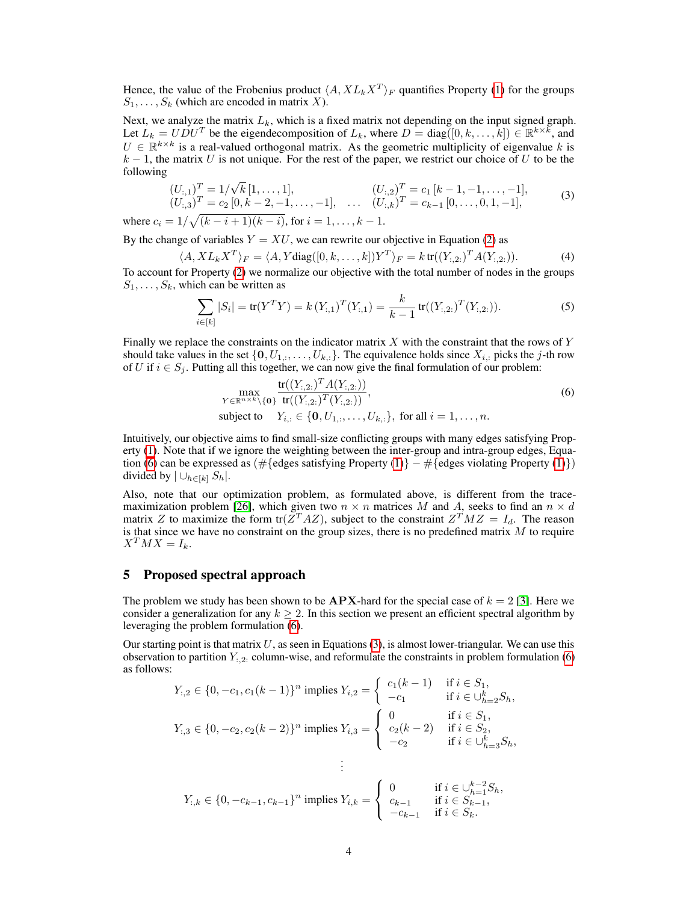Hence, the value of the Frobenius product $\langle A, XL_kX^T\rangle_F$ quantifies Property (1) for the groups $S_1, \ldots, S_k$ (which are encoded in matrix $X$).

Next, we analyze the matrix $L_k$, which is a fixed matrix not depending on the input signed graph. Let $L_k = UDU^T$ be the eigendecomposition of $L_k$, where $D = \mathrm{diag}([0, k, \ldots, k]) \in \mathbb{R}^{k\times k}$, and $U \in \mathbb{R}^{k\times k}$ is a real-valued orthogonal matrix. As the geometric multiplicity of eigenvalue $k$ is $k-1$, the matrix $U$ is not unique. For the rest of the paper, we restrict our choice of $U$ to be the following

$$
\begin{aligned}
&(U_{:,1})^T = 1/\sqrt{k}\,[1, \ldots, 1], && (U_{:,2})^T = c_1\,[k-1, -1, \ldots, -1], \\
&(U_{:,3})^T = c_2\,[0, k-2, -1, \ldots, -1], \quad \ldots && (U_{:,k})^T = c_{k-1}\,[0, \ldots, 0, 1, -1],
\end{aligned}
\tag{3}
$$

where $c_i = 1/\sqrt{(k-i+1)(k-i)}$, for $i = 1, \ldots, k-1$.

By the change of variables $Y = XU$, we can rewrite our objective in Equation (2) as

$$
\langle A, XL_kX^T\rangle_F = \langle A, Y\mathrm{diag}([0, k, \ldots, k])Y^T\rangle_F = k\,\mathrm{tr}((Y_{:,2:})^T A (Y_{:,2:})). \tag{4}
$$

To account for Property (2) we normalize our objective with the total number of nodes in the groups $S_1, \ldots, S_k$, which can be written as

$$
\sum_{i\in[k]} |S_i| = \mathrm{tr}(Y^TY) = k\,(Y_{:,1})^T(Y_{:,1}) = \frac{k}{k-1}\,\mathrm{tr}((Y_{:,2:})^T(Y_{:,2:})). \tag{5}
$$

Finally we replace the constraints on the indicator matrix $X$ with the constraint that the rows of $Y$ should take values in the set $\{\mathbf{0}, U_{1,:}, \ldots, U_{k,:}\}$. The equivalence holds since $X_{i,:}$ picks the $j$-th row of $U$ if $i \in S_j$. Putting all this together, we can now give the final formulation of our problem:

$$
\begin{aligned}
&\max_{Y\in\mathbb{R}^{n\times k}\setminus\{\mathbf{0}\}} \frac{\mathrm{tr}((Y_{:,2:})^T A (Y_{:,2:}))}{\mathrm{tr}((Y_{:,2:})^T (Y_{:,2:}))}, \\
&\text{subject to} \quad Y_{i,:} \in \{\mathbf{0}, U_{1,:}, \ldots, U_{k,:}\}, \text{ for all } i = 1, \ldots, n.
\end{aligned}
\tag{6}
$$

Intuitively, our objective aims to find small-size conflicting groups with many edges satisfying Property (1). Note that if we ignore the weighting between the inter-group and intra-group edges, Equation (6) can be expressed as ($\#\{$edges satisfying Property (1)$\} - \#\{$edges violating Property (1)$\}$) divided by $|\cup_{h\in[k]} S_h|$.

Also, note that our optimization problem, as formulated above, is different from the trace-maximization problem [26], which given two $n\times n$ matrices $M$ and $A$, seeks to find an $n\times d$ matrix $Z$ to maximize the form $\mathrm{tr}(Z^TAZ)$, subject to the constraint $Z^TMZ = I_d$. The reason is that since we have no constraint on the group sizes, there is no predefined matrix $M$ to require $X^TMX = I_k$.

## 5 Proposed spectral approach

The problem we study has been shown to be **APX**-hard for the special case of $k = 2$ [3]. Here we consider a generalization for any $k \geq 2$. In this section we present an efficient spectral algorithm by leveraging the problem formulation (6).

Our starting point is that matrix $U$, as seen in Equations (3), is almost lower-triangular. We can use this observation to partition $Y_{:,2:}$ column-wise, and reformulate the constraints in problem formulation (6) as follows:

$$
Y_{:,2} \in \{0, -c_1, c_1(k-1)\}^n \text{ implies } Y_{i,2} = \begin{cases} c_1(k-1) & \text{if } i \in S_1, \\ -c_1 & \text{if } i \in \cup_{h=2}^{k} S_h, \end{cases}
$$

$$
Y_{:,3} \in \{0, -c_2, c_2(k-2)\}^n \text{ implies } Y_{i,3} = \begin{cases} 0 & \text{if } i \in S_1, \\ c_2(k-2) & \text{if } i \in S_2, \\ -c_2 & \text{if } i \in \cup_{h=3}^{k} S_h, \end{cases}
$$

$$
\vdots
$$

$$
Y_{:,k} \in \{0, -c_{k-1}, c_{k-1}\}^n \text{ implies } Y_{i,k} = \begin{cases} 0 & \text{if } i \in \cup_{h=1}^{k-2} S_h, \\ c_{k-1} & \text{if } i \in S_{k-1}, \\ -c_{k-1} & \text{if } i \in S_k. \end{cases}
$$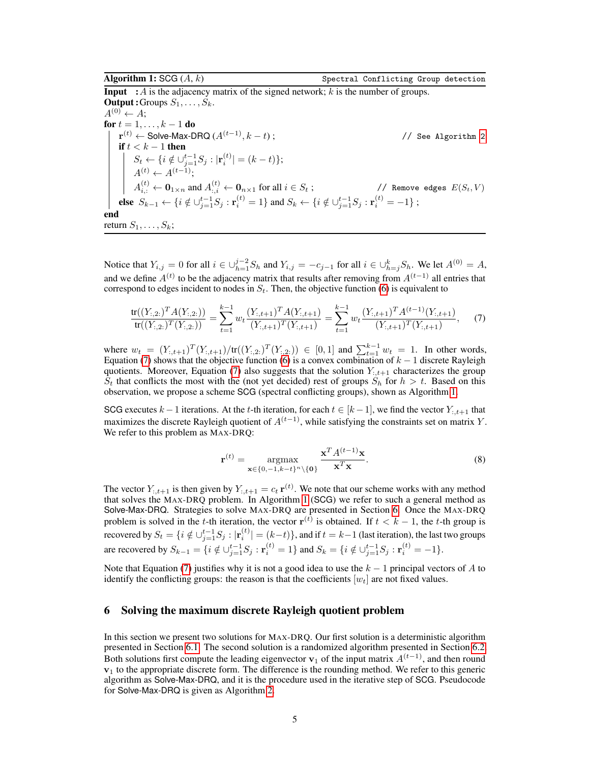**Algorithm 1:** SCG $(A, k)$ `Spectral Conflicting Group detection`

```
Input  : A is the adjacency matrix of the signed network; k is the number of groups.
Output : Groups S_1, ..., S_k.
A^(0) ← A;
for t = 1, ..., k − 1 do
    r^(t) ← Solve-Max-DRQ (A^(t−1), k − t) ;                       // See Algorithm 2
    if t < k − 1 then
        S_t ← {i ∉ ∪_{j=1}^{t−1} S_j : |r_i^(t)| = (k − t)};
        A^(t) ← A^(t−1);
        A^(t)_{i,:} ← 0_{1×n} and A^(t)_{:,i} ← 0_{n×1} for all i ∈ S_t ;   // Remove edges E(S_t, V)
    else S_{k−1} ← {i ∉ ∪_{j=1}^{t−1} S_j : r_i^(t) = 1} and S_k ← {i ∉ ∪_{j=1}^{t−1} S_j : r_i^(t) = −1} ;
end
return S_1, ..., S_k;
```

Notice that $Y_{i,j} = 0$ for all $i \in \cup_{h=1}^{j-2} S_h$ and $Y_{i,j} = -c_{j-1}$ for all $i \in \cup_{h=j}^{k} S_h$. We let $A^{(0)} = A$, and we define $A^{(t)}$ to be the adjacency matrix that results after removing from $A^{(t-1)}$ all entries that correspond to edges incident to nodes in $S_t$. Then, the objective function (6) is equivalent to

$$\frac{\mathrm{tr}((Y_{:,2:})^T A (Y_{:,2:}))}{\mathrm{tr}((Y_{:,2:})^T (Y_{:,2:}))} = \sum_{t=1}^{k-1} w_t \frac{(Y_{:,t+1})^T A (Y_{:,t+1})}{(Y_{:,t+1})^T (Y_{:,t+1})} = \sum_{t=1}^{k-1} w_t \frac{(Y_{:,t+1})^T A^{(t-1)} (Y_{:,t+1})}{(Y_{:,t+1})^T (Y_{:,t+1})}, \quad (7)$$

where $w_t = (Y_{:,t+1})^T (Y_{:,t+1}) / \mathrm{tr}((Y_{:,2:})^T (Y_{:,2:})) \in [0, 1]$ and $\sum_{t=1}^{k-1} w_t = 1$. In other words, Equation (7) shows that the objective function (6) is a convex combination of $k-1$ discrete Rayleigh quotients. Moreover, Equation (7) also suggests that the solution $Y_{:,t+1}$ characterizes the group $S_t$ that conflicts the most with the (not yet decided) rest of groups $S_h$ for $h > t$. Based on this observation, we propose a scheme SCG (spectral conflicting groups), shown as Algorithm 1.

SCG executes $k-1$ iterations. At the $t$-th iteration, for each $t \in [k-1]$, we find the vector $Y_{:,t+1}$ that maximizes the discrete Rayleigh quotient of $A^{(t-1)}$, while satisfying the constraints set on matrix $Y$. We refer to this problem as MAX-DRQ:

$$\mathbf{r}^{(t)} = \underset{\mathbf{x} \in \{0,-1,k-t\}^n \setminus \{\mathbf{0}\}}{\mathrm{argmax}} \; \frac{\mathbf{x}^T A^{(t-1)} \mathbf{x}}{\mathbf{x}^T \mathbf{x}}. \quad (8)$$

The vector $Y_{:,t+1}$ is then given by $Y_{:,t+1} = c_t \, \mathbf{r}^{(t)}$. We note that our scheme works with any method that solves the MAX-DRQ problem. In Algorithm 1 (SCG) we refer to such a general method as Solve-Max-DRQ. Strategies to solve MAX-DRQ are presented in Section 6. Once the MAX-DRQ problem is solved in the $t$-th iteration, the vector $\mathbf{r}^{(t)}$ is obtained. If $t < k-1$, the $t$-th group is recovered by $S_t = \{i \notin \cup_{j=1}^{t-1} S_j : |\mathbf{r}_i^{(t)}| = (k-t)\}$, and if $t = k-1$ (last iteration), the last two groups are recovered by $S_{k-1} = \{i \notin \cup_{j=1}^{t-1} S_j : \mathbf{r}_i^{(t)} = 1\}$ and $S_k = \{i \notin \cup_{j=1}^{t-1} S_j : \mathbf{r}_i^{(t)} = -1\}$.

Note that Equation (7) justifies why it is not a good idea to use the $k-1$ principal vectors of $A$ to identify the conflicting groups: the reason is that the coefficients $[w_t]$ are not fixed values.

## 6 Solving the maximum discrete Rayleigh quotient problem

In this section we present two solutions for MAX-DRQ. Our first solution is a deterministic algorithm presented in Section 6.1. The second solution is a randomized algorithm presented in Section 6.2. Both solutions first compute the leading eigenvector $\mathbf{v}_1$ of the input matrix $A^{(t-1)}$, and then round $\mathbf{v}_1$ to the appropriate discrete form. The difference is the rounding method. We refer to this generic algorithm as Solve-Max-DRQ, and it is the procedure used in the iterative step of SCG. Pseudocode for Solve-Max-DRQ is given as Algorithm 2.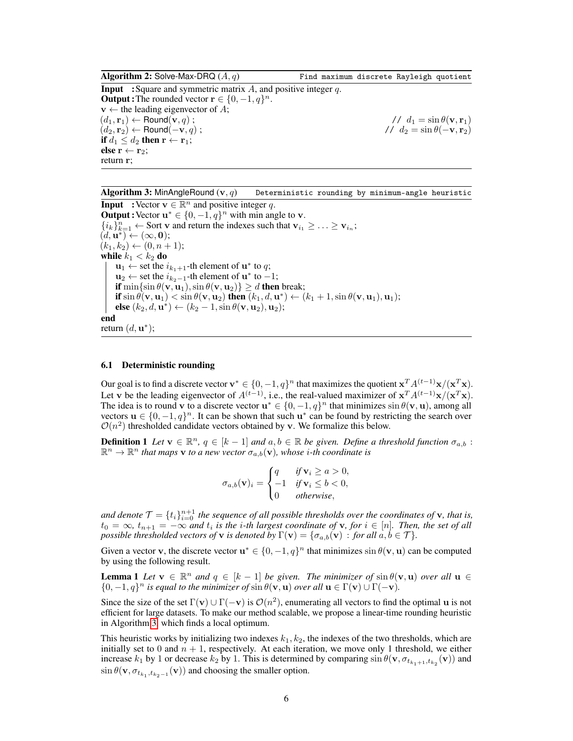**Algorithm 2:** Solve-Max-DRQ $(A, q)$ `Find maximum discrete Rayleigh quotient`

**Input :** Square and symmetric matrix $A$, and positive integer $q$.
**Output :** The rounded vector $\mathbf{r} \in \{0, -1, q\}^n$.

```
v ← the leading eigenvector of A;
(d1, r1) ← Round(v, q) ;          // d1 = sin θ(v, r1)
(d2, r2) ← Round(−v, q) ;         // d2 = sin θ(−v, r2)
if d1 ≤ d2 then r ← r1;
else r ← r2;
return r;
```

**Algorithm 3:** MinAngleRound $(\mathbf{v}, q)$ `Deterministic rounding by minimum-angle heuristic`

**Input :** Vector $\mathbf{v} \in \mathbb{R}^n$ and positive integer $q$.
**Output :** Vector $\mathbf{u}^* \in \{0, -1, q\}^n$ with min angle to $\mathbf{v}$.

```
{i_k}_{k=1}^n ← Sort v and return the indexes such that v_{i_1} ≥ ... ≥ v_{i_n};
(d, u*) ← (∞, 0);
(k1, k2) ← (0, n + 1);
while k1 < k2 do
    u1 ← set the i_{k1+1}-th element of u* to q;
    u2 ← set the i_{k2−1}-th element of u* to −1;
    if min{sin θ(v, u1), sin θ(v, u2)} ≥ d then break;
    if sin θ(v, u1) < sin θ(v, u2) then (k1, d, u*) ← (k1 + 1, sin θ(v, u1), u1);
    else (k2, d, u*) ← (k2 − 1, sin θ(v, u2), u2);
end
return (d, u*);
```

### 6.1 Deterministic rounding

Our goal is to find a discrete vector $\mathbf{v}^* \in \{0, -1, q\}^n$ that maximizes the quotient $\mathbf{x}^T A^{(t-1)}\mathbf{x}/(\mathbf{x}^T\mathbf{x})$. Let $\mathbf{v}$ be the leading eigenvector of $A^{(t-1)}$, i.e., the real-valued maximizer of $\mathbf{x}^T A^{(t-1)}\mathbf{x}/(\mathbf{x}^T\mathbf{x})$. The idea is to round $\mathbf{v}$ to a discrete vector $\mathbf{u}^* \in \{0, -1, q\}^n$ that minimizes $\sin\theta(\mathbf{v}, \mathbf{u})$, among all vectors $\mathbf{u} \in \{0, -1, q\}^n$. It can be shown that such $\mathbf{u}^*$ can be found by restricting the search over $\mathcal{O}(n^2)$ thresholded candidate vectors obtained by $\mathbf{v}$. We formalize this below.

**Definition 1** *Let $\mathbf{v} \in \mathbb{R}^n$, $q \in [k-1]$ and $a, b \in \mathbb{R}$ be given. Define a threshold function $\sigma_{a,b} : \mathbb{R}^n \to \mathbb{R}^n$ that maps $\mathbf{v}$ to a new vector $\sigma_{a,b}(\mathbf{v})$, whose $i$-th coordinate is*

$$\sigma_{a,b}(\mathbf{v})_i = \begin{cases} q & \text{if } \mathbf{v}_i \geq a > 0, \\ -1 & \text{if } \mathbf{v}_i \leq b < 0, \\ 0 & \text{otherwise,} \end{cases}$$

*and denote $\mathcal{T} = \{t_i\}_{i=0}^{n+1}$ the sequence of all possible thresholds over the coordinates of $\mathbf{v}$, that is, $t_0 = \infty$, $t_{n+1} = -\infty$ and $t_i$ is the $i$-th largest coordinate of $\mathbf{v}$, for $i \in [n]$. Then, the set of all possible thresholded vectors of $\mathbf{v}$ is denoted by $\Gamma(\mathbf{v}) = \{\sigma_{a,b}(\mathbf{v}) : \text{for all } a, b \in \mathcal{T}\}$.*

Given a vector $\mathbf{v}$, the discrete vector $\mathbf{u}^* \in \{0, -1, q\}^n$ that minimizes $\sin\theta(\mathbf{v}, \mathbf{u})$ can be computed by using the following result.

**Lemma 1** *Let $\mathbf{v} \in \mathbb{R}^n$ and $q \in [k-1]$ be given. The minimizer of $\sin\theta(\mathbf{v}, \mathbf{u})$ over all $\mathbf{u} \in \{0, -1, q\}^n$ is equal to the minimizer of $\sin\theta(\mathbf{v}, \mathbf{u})$ over all $\mathbf{u} \in \Gamma(\mathbf{v}) \cup \Gamma(-\mathbf{v})$.*

Since the size of the set $\Gamma(\mathbf{v}) \cup \Gamma(-\mathbf{v})$ is $\mathcal{O}(n^2)$, enumerating all vectors to find the optimal $\mathbf{u}$ is not efficient for large datasets. To make our method scalable, we propose a linear-time rounding heuristic in Algorithm 3, which finds a local optimum.

This heuristic works by initializing two indexes $k_1, k_2$, the indexes of the two thresholds, which are initially set to 0 and $n + 1$, respectively. At each iteration, we move only 1 threshold, we either increase $k_1$ by 1 or decrease $k_2$ by 1. This is determined by comparing $\sin\theta(\mathbf{v}, \sigma_{t_{k_1+1}, t_{k_2}}(\mathbf{v}))$ and $\sin\theta(\mathbf{v}, \sigma_{t_{k_1}, t_{k_2-1}}(\mathbf{v}))$ and choosing the smaller option.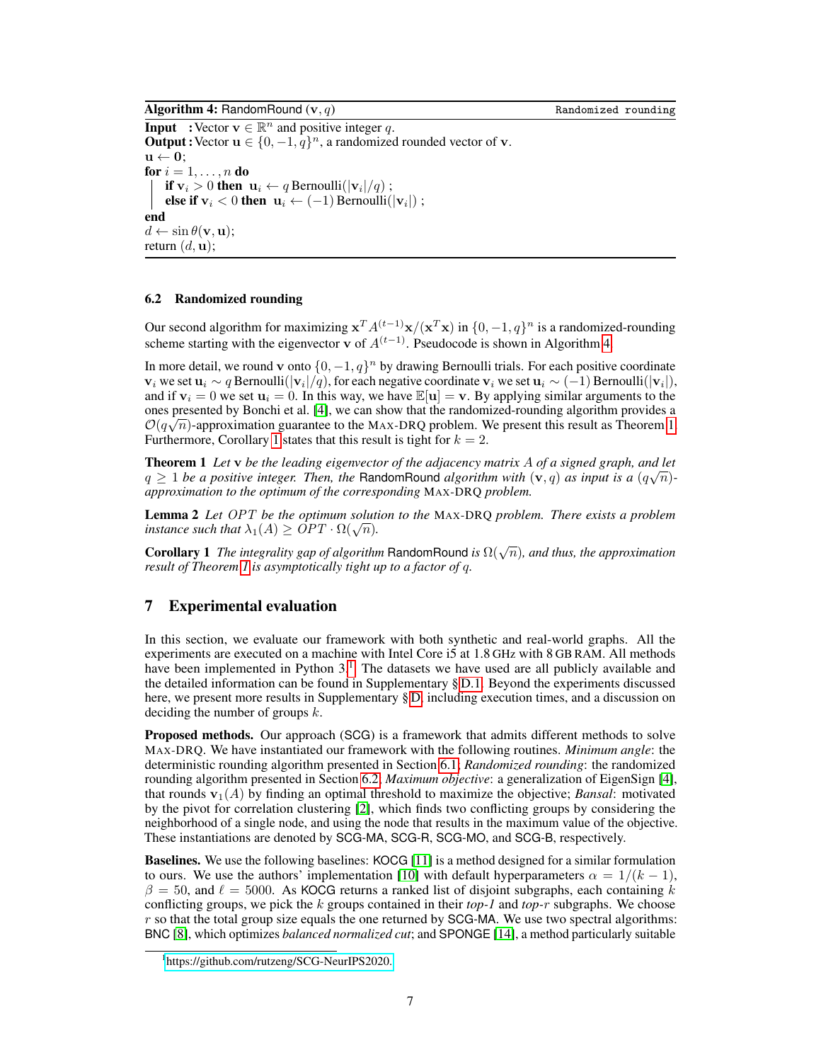**Algorithm 4:** RandomRound $(\mathbf{v}, q)$ — Randomized rounding

```
Input   : Vector v ∈ ℝ^n and positive integer q.
Output  : Vector u ∈ {0, −1, q}^n, a randomized rounded vector of v.
u ← 0;
for i = 1, ..., n do
    if v_i > 0 then  u_i ← q Bernoulli(|v_i|/q) ;
    else if v_i < 0 then  u_i ← (−1) Bernoulli(|v_i|) ;
end
d ← sin θ(v, u);
return (d, u);
```

### 6.2 Randomized rounding

Our second algorithm for maximizing $\mathbf{x}^T A^{(t-1)}\mathbf{x}/(\mathbf{x}^T\mathbf{x})$ in $\{0, -1, q\}^n$ is a randomized-rounding scheme starting with the eigenvector $\mathbf{v}$ of $A^{(t-1)}$. Pseudocode is shown in Algorithm 4.

In more detail, we round $\mathbf{v}$ onto $\{0, -1, q\}^n$ by drawing Bernoulli trials. For each positive coordinate $\mathbf{v}_i$ we set $\mathbf{u}_i \sim q\,\text{Bernoulli}(|\mathbf{v}_i|/q)$, for each negative coordinate $\mathbf{v}_i$ we set $\mathbf{u}_i \sim (-1)\,\text{Bernoulli}(|\mathbf{v}_i|)$, and if $\mathbf{v}_i = 0$ we set $\mathbf{u}_i = 0$. In this way, we have $\mathbb{E}[\mathbf{u}] = \mathbf{v}$. By applying similar arguments to the ones presented by Bonchi et al. [4], we can show that the randomized-rounding algorithm provides a $\mathcal{O}(q\sqrt{n})$-approximation guarantee to the MAX-DRQ problem. We present this result as Theorem 1. Furthermore, Corollary 1 states that this result is tight for $k = 2$.

**Theorem 1** *Let $\mathbf{v}$ be the leading eigenvector of the adjacency matrix $A$ of a signed graph, and let $q \geq 1$ be a positive integer. Then, the* RandomRound *algorithm with $(\mathbf{v}, q)$ as input is a $(q\sqrt{n})$-approximation to the optimum of the corresponding* MAX-DRQ *problem.*

**Lemma 2** *Let $OPT$ be the optimum solution to the* MAX-DRQ *problem. There exists a problem instance such that $\lambda_1(A) \geq OPT \cdot \Omega(\sqrt{n})$.*

**Corollary 1** *The integrality gap of algorithm* RandomRound *is $\Omega(\sqrt{n})$, and thus, the approximation result of Theorem 1 is asymptotically tight up to a factor of $q$.*

## 7 Experimental evaluation

In this section, we evaluate our framework with both synthetic and real-world graphs. All the experiments are executed on a machine with Intel Core i5 at 1.8 GHz with 8 GB RAM. All methods have been implemented in Python 3.[1] The datasets we have used are all publicly available and the detailed information can be found in Supplementary §D.1. Beyond the experiments discussed here, we present more results in Supplementary §D, including execution times, and a discussion on deciding the number of groups $k$.

**Proposed methods.** Our approach (SCG) is a framework that admits different methods to solve MAX-DRQ. We have instantiated our framework with the following routines. *Minimum angle*: the deterministic rounding algorithm presented in Section 6.1; *Randomized rounding*: the randomized rounding algorithm presented in Section 6.2; *Maximum objective*: a generalization of EigenSign [4], that rounds $\mathbf{v}_1(A)$ by finding an optimal threshold to maximize the objective; *Bansal*: motivated by the pivot for correlation clustering [2], which finds two conflicting groups by considering the neighborhood of a single node, and using the node that results in the maximum value of the objective. These instantiations are denoted by SCG-MA, SCG-R, SCG-MO, and SCG-B, respectively.

**Baselines.** We use the following baselines: KOCG [11] is a method designed for a similar formulation to ours. We use the authors' implementation [10] with default hyperparameters $\alpha = 1/(k-1)$, $\beta = 50$, and $\ell = 5000$. As KOCG returns a ranked list of disjoint subgraphs, each containing $k$ conflicting groups, we pick the $k$ groups contained in their *top-1* and *top-$r$* subgraphs. We choose $r$ so that the total group size equals the one returned by SCG-MA. We use two spectral algorithms: BNC [8], which optimizes *balanced normalized cut*; and SPONGE [14], a method particularly suitable

[1] https://github.com/rutzeng/SCG-NeurIPS2020.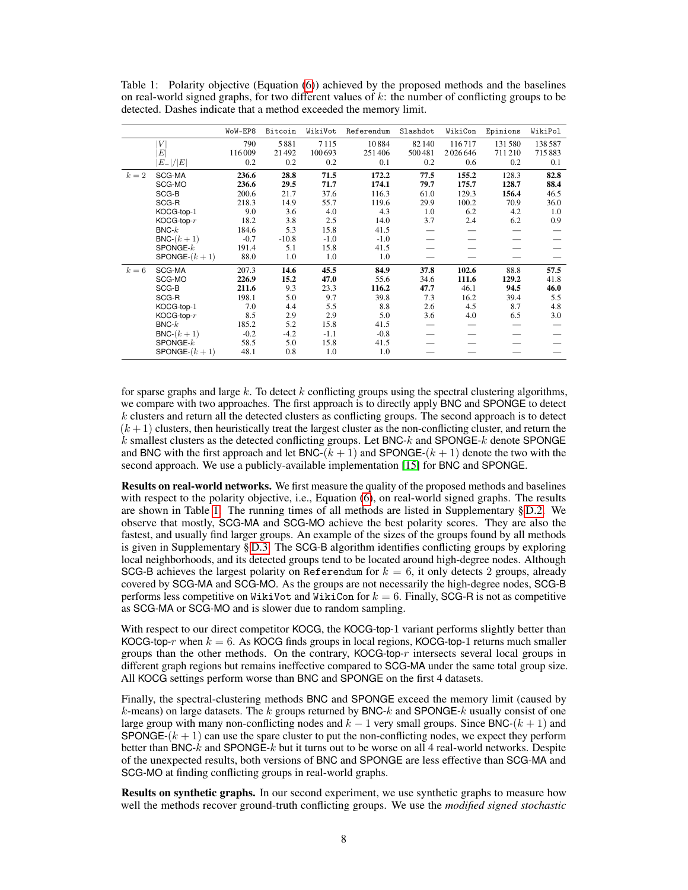Table 1: Polarity objective (Equation (6)) achieved by the proposed methods and the baselines on real-world signed graphs, for two different values of $k$: the number of conflicting groups to be detected. Dashes indicate that a method exceeded the memory limit.

| | | WoW-EP8 | Bitcoin | WikiVot | Referendum | Slashdot | WikiCon | Epinions | WikiPol |
|---|---|---|---|---|---|---|---|---|---|
| | $\lvert V\rvert$ | 790 | 5 881 | 7 115 | 10 884 | 82 140 | 116 717 | 131 580 | 138 587 |
| | $\lvert E\rvert$ | 116 009 | 21 492 | 100 693 | 251 406 | 500 481 | 2 026 646 | 711 210 | 715 883 |
| | $\lvert E_-\rvert/\lvert E\rvert$ | 0.2 | 0.2 | 0.2 | 0.1 | 0.2 | 0.6 | 0.2 | 0.1 |
| $k=2$ | SCG-MA | **236.6** | **28.8** | **71.5** | **172.2** | **77.5** | **155.2** | 128.3 | **82.8** |
| | SCG-MO | **236.6** | **29.5** | **71.7** | **174.1** | **79.7** | **175.7** | **128.7** | **88.4** |
| | SCG-B | 200.6 | 21.7 | 37.6 | 116.3 | 61.0 | 129.3 | **156.4** | 46.5 |
| | SCG-R | 218.3 | 14.9 | 55.7 | 119.6 | 29.9 | 100.2 | 70.9 | 36.0 |
| | KOCG-top-1 | 9.0 | 3.6 | 4.0 | 4.3 | 1.0 | 6.2 | 4.2 | 1.0 |
| | KOCG-top-$r$ | 18.2 | 3.8 | 2.5 | 14.0 | 3.7 | 2.4 | 6.2 | 0.9 |
| | BNC-$k$ | 184.6 | 5.3 | 15.8 | 41.5 | — | — | — | — |
| | BNC-$(k+1)$ | -0.7 | -10.8 | -1.0 | -1.0 | — | — | — | — |
| | SPONGE-$k$ | 191.4 | 5.1 | 15.8 | 41.5 | — | — | — | — |
| | SPONGE-$(k+1)$ | 88.0 | 1.0 | 1.0 | 1.0 | — | — | — | — |
| $k=6$ | SCG-MA | 207.3 | **14.6** | **45.5** | **84.9** | **37.8** | **102.6** | 88.8 | **57.5** |
| | SCG-MO | **226.9** | **15.2** | **47.0** | 55.6 | 34.6 | **111.6** | **129.2** | 41.8 |
| | SCG-B | **211.6** | 9.3 | 23.3 | **116.2** | **47.7** | 46.1 | **94.5** | **46.0** |
| | SCG-R | 198.1 | 5.0 | 9.7 | 39.8 | 7.3 | 16.2 | 39.4 | 5.5 |
| | KOCG-top-1 | 7.0 | 4.4 | 5.5 | 8.8 | 2.6 | 4.5 | 8.7 | 4.8 |
| | KOCG-top-$r$ | 8.5 | 2.9 | 2.9 | 5.0 | 3.6 | 4.0 | 6.5 | 3.0 |
| | BNC-$k$ | 185.2 | 5.2 | 15.8 | 41.5 | — | — | — | — |
| | BNC-$(k+1)$ | -0.2 | -4.2 | -1.1 | -0.8 | — | — | — | — |
| | SPONGE-$k$ | 58.5 | 5.0 | 15.8 | 41.5 | — | — | — | — |
| | SPONGE-$(k+1)$ | 48.1 | 0.8 | 1.0 | 1.0 | — | — | — | — |

for sparse graphs and large $k$. To detect $k$ conflicting groups using the spectral clustering algorithms, we compare with two approaches. The first approach is to directly apply BNC and SPONGE to detect $k$ clusters and return all the detected clusters as conflicting groups. The second approach is to detect $(k+1)$ clusters, then heuristically treat the largest cluster as the non-conflicting cluster, and return the $k$ smallest clusters as the detected conflicting groups. Let BNC-$k$ and SPONGE-$k$ denote SPONGE and BNC with the first approach and let BNC-$(k+1)$ and SPONGE-$(k+1)$ denote the two with the second approach. We use a publicly-available implementation [15] for BNC and SPONGE.

**Results on real-world networks.** We first measure the quality of the proposed methods and baselines with respect to the polarity objective, i.e., Equation (6), on real-world signed graphs. The results are shown in Table 1. The running times of all methods are listed in Supplementary §D.2. We observe that mostly, SCG-MA and SCG-MO achieve the best polarity scores. They are also the fastest, and usually find larger groups. An example of the sizes of the groups found by all methods is given in Supplementary §D.3. The SCG-B algorithm identifies conflicting groups by exploring local neighborhoods, and its detected groups tend to be located around high-degree nodes. Although SCG-B achieves the largest polarity on Referendum for $k=6$, it only detects 2 groups, already covered by SCG-MA and SCG-MO. As the groups are not necessarily the high-degree nodes, SCG-B performs less competitive on WikiVot and WikiCon for $k=6$. Finally, SCG-R is not as competitive as SCG-MA or SCG-MO and is slower due to random sampling.

With respect to our direct competitor KOCG, the KOCG-top-1 variant performs slightly better than KOCG-top-$r$ when $k=6$. As KOCG finds groups in local regions, KOCG-top-1 returns much smaller groups than the other methods. On the contrary, KOCG-top-$r$ intersects several local groups in different graph regions but remains ineffective compared to SCG-MA under the same total group size. All KOCG settings perform worse than BNC and SPONGE on the first 4 datasets.

Finally, the spectral-clustering methods BNC and SPONGE exceed the memory limit (caused by $k$-means) on large datasets. The $k$ groups returned by BNC-$k$ and SPONGE-$k$ usually consist of one large group with many non-conflicting nodes and $k-1$ very small groups. Since BNC-$(k+1)$ and SPONGE-$(k+1)$ can use the spare cluster to put the non-conflicting nodes, we expect they perform better than BNC-$k$ and SPONGE-$k$ but it turns out to be worse on all 4 real-world networks. Despite of the unexpected results, both versions of BNC and SPONGE are less effective than SCG-MA and SCG-MO at finding conflicting groups in real-world graphs.

**Results on synthetic graphs.** In our second experiment, we use synthetic graphs to measure how well the methods recover ground-truth conflicting groups. We use the *modified signed stochastic*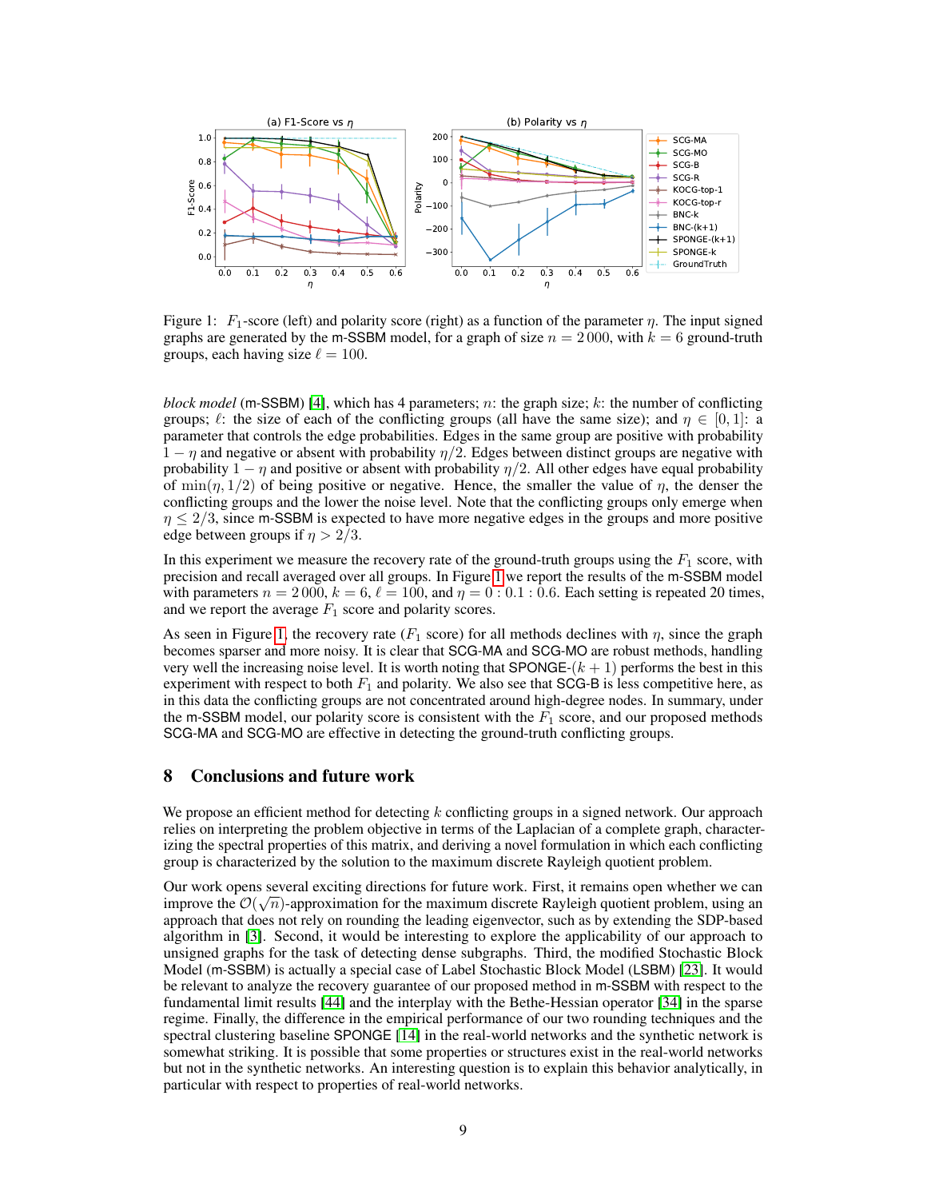Figure 1: $F_1$-score (left) and polarity score (right) as a function of the parameter $\eta$. The input signed graphs are generated by the m-SSBM model, for a graph of size $n = 2\,000$, with $k = 6$ ground-truth groups, each having size $\ell = 100$.

*block model* (m-SSBM) [4], which has 4 parameters; $n$: the graph size; $k$: the number of conflicting groups; $\ell$: the size of each of the conflicting groups (all have the same size); and $\eta \in [0, 1]$: a parameter that controls the edge probabilities. Edges in the same group are positive with probability $1 - \eta$ and negative or absent with probability $\eta/2$. Edges between distinct groups are negative with probability $1 - \eta$ and positive or absent with probability $\eta/2$. All other edges have equal probability of $\min(\eta, 1/2)$ of being positive or negative. Hence, the smaller the value of $\eta$, the denser the conflicting groups and the lower the noise level. Note that the conflicting groups only emerge when $\eta \leq 2/3$, since m-SSBM is expected to have more negative edges in the groups and more positive edge between groups if $\eta > 2/3$.

In this experiment we measure the recovery rate of the ground-truth groups using the $F_1$ score, with precision and recall averaged over all groups. In Figure 1 we report the results of the m-SSBM model with parameters $n = 2\,000$, $k = 6$, $\ell = 100$, and $\eta = 0 : 0.1 : 0.6$. Each setting is repeated 20 times, and we report the average $F_1$ score and polarity scores.

As seen in Figure 1, the recovery rate ($F_1$ score) for all methods declines with $\eta$, since the graph becomes sparser and more noisy. It is clear that SCG-MA and SCG-MO are robust methods, handling very well the increasing noise level. It is worth noting that SPONGE-$(k + 1)$ performs the best in this experiment with respect to both $F_1$ and polarity. We also see that SCG-B is less competitive here, as in this data the conflicting groups are not concentrated around high-degree nodes. In summary, under the m-SSBM model, our polarity score is consistent with the $F_1$ score, and our proposed methods SCG-MA and SCG-MO are effective in detecting the ground-truth conflicting groups.

## 8 Conclusions and future work

We propose an efficient method for detecting $k$ conflicting groups in a signed network. Our approach relies on interpreting the problem objective in terms of the Laplacian of a complete graph, characterizing the spectral properties of this matrix, and deriving a novel formulation in which each conflicting group is characterized by the solution to the maximum discrete Rayleigh quotient problem.

Our work opens several exciting directions for future work. First, it remains open whether we can improve the $\mathcal{O}(\sqrt{n})$-approximation for the maximum discrete Rayleigh quotient problem, using an approach that does not rely on rounding the leading eigenvector, such as by extending the SDP-based algorithm in [3]. Second, it would be interesting to explore the applicability of our approach to unsigned graphs for the task of detecting dense subgraphs. Third, the modified Stochastic Block Model (m-SSBM) is actually a special case of Label Stochastic Block Model (LSBM) [23]. It would be relevant to analyze the recovery guarantee of our proposed method in m-SSBM with respect to the fundamental limit results [44] and the interplay with the Bethe-Hessian operator [34] in the sparse regime. Finally, the difference in the empirical performance of our two rounding techniques and the spectral clustering baseline SPONGE [14] in the real-world networks and the synthetic network is somewhat striking. It is possible that some properties or structures exist in the real-world networks but not in the synthetic networks. An interesting question is to explain this behavior analytically, in particular with respect to properties of real-world networks.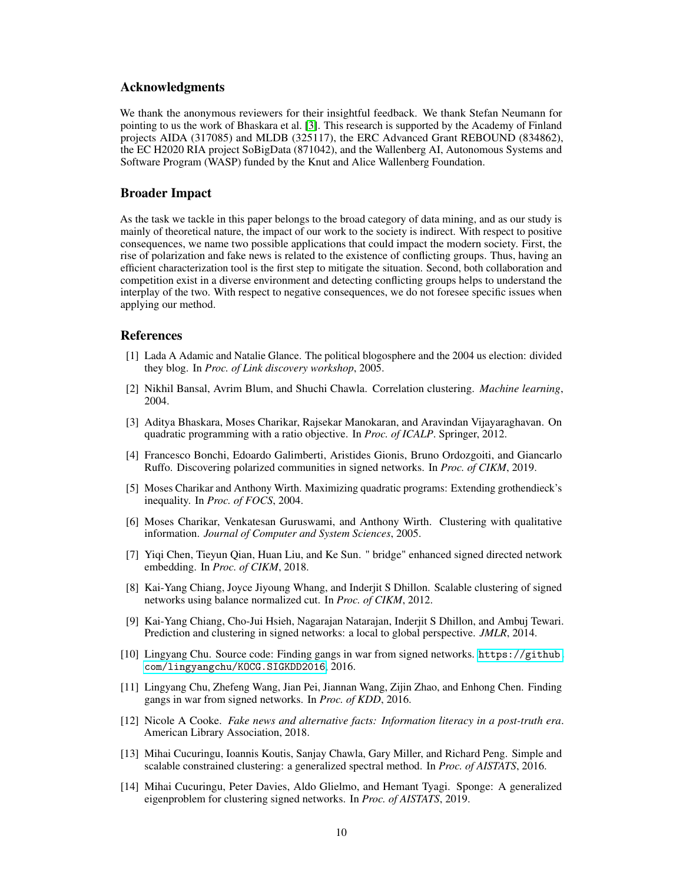## Acknowledgments

We thank the anonymous reviewers for their insightful feedback. We thank Stefan Neumann for pointing to us the work of Bhaskara et al. [3]. This research is supported by the Academy of Finland projects AIDA (317085) and MLDB (325117), the ERC Advanced Grant REBOUND (834862), the EC H2020 RIA project SoBigData (871042), and the Wallenberg AI, Autonomous Systems and Software Program (WASP) funded by the Knut and Alice Wallenberg Foundation.

## Broader Impact

As the task we tackle in this paper belongs to the broad category of data mining, and as our study is mainly of theoretical nature, the impact of our work to the society is indirect. With respect to positive consequences, we name two possible applications that could impact the modern society. First, the rise of polarization and fake news is related to the existence of conflicting groups. Thus, having an efficient characterization tool is the first step to mitigate the situation. Second, both collaboration and competition exist in a diverse environment and detecting conflicting groups helps to understand the interplay of the two. With respect to negative consequences, we do not foresee specific issues when applying our method.

## References

[1] Lada A Adamic and Natalie Glance. The political blogosphere and the 2004 us election: divided they blog. In *Proc. of Link discovery workshop*, 2005.

[2] Nikhil Bansal, Avrim Blum, and Shuchi Chawla. Correlation clustering. *Machine learning*, 2004.

[3] Aditya Bhaskara, Moses Charikar, Rajsekar Manokaran, and Aravindan Vijayaraghavan. On quadratic programming with a ratio objective. In *Proc. of ICALP*. Springer, 2012.

[4] Francesco Bonchi, Edoardo Galimberti, Aristides Gionis, Bruno Ordozgoiti, and Giancarlo Ruffo. Discovering polarized communities in signed networks. In *Proc. of CIKM*, 2019.

[5] Moses Charikar and Anthony Wirth. Maximizing quadratic programs: Extending grothendieck's inequality. In *Proc. of FOCS*, 2004.

[6] Moses Charikar, Venkatesan Guruswami, and Anthony Wirth. Clustering with qualitative information. *Journal of Computer and System Sciences*, 2005.

[7] Yiqi Chen, Tieyun Qian, Huan Liu, and Ke Sun. " bridge" enhanced signed directed network embedding. In *Proc. of CIKM*, 2018.

[8] Kai-Yang Chiang, Joyce Jiyoung Whang, and Inderjit S Dhillon. Scalable clustering of signed networks using balance normalized cut. In *Proc. of CIKM*, 2012.

[9] Kai-Yang Chiang, Cho-Jui Hsieh, Nagarajan Natarajan, Inderjit S Dhillon, and Ambuj Tewari. Prediction and clustering in signed networks: a local to global perspective. *JMLR*, 2014.

[10] Lingyang Chu. Source code: Finding gangs in war from signed networks. `https://github.com/lingyangchu/KOCG.SIGKDD2016`, 2016.

[11] Lingyang Chu, Zhefeng Wang, Jian Pei, Jiannan Wang, Zijin Zhao, and Enhong Chen. Finding gangs in war from signed networks. In *Proc. of KDD*, 2016.

[12] Nicole A Cooke. *Fake news and alternative facts: Information literacy in a post-truth era*. American Library Association, 2018.

[13] Mihai Cucuringu, Ioannis Koutis, Sanjay Chawla, Gary Miller, and Richard Peng. Simple and scalable constrained clustering: a generalized spectral method. In *Proc. of AISTATS*, 2016.

[14] Mihai Cucuringu, Peter Davies, Aldo Glielmo, and Hemant Tyagi. Sponge: A generalized eigenproblem for clustering signed networks. In *Proc. of AISTATS*, 2019.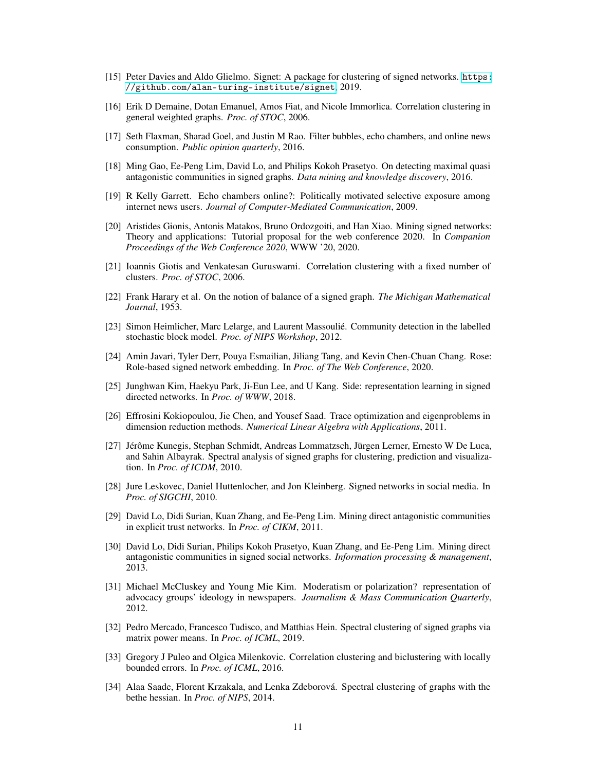[15] Peter Davies and Aldo Glielmo. Signet: A package for clustering of signed networks. https://github.com/alan-turing-institute/signet, 2019.

[16] Erik D Demaine, Dotan Emanuel, Amos Fiat, and Nicole Immorlica. Correlation clustering in general weighted graphs. *Proc. of STOC*, 2006.

[17] Seth Flaxman, Sharad Goel, and Justin M Rao. Filter bubbles, echo chambers, and online news consumption. *Public opinion quarterly*, 2016.

[18] Ming Gao, Ee-Peng Lim, David Lo, and Philips Kokoh Prasetyo. On detecting maximal quasi antagonistic communities in signed graphs. *Data mining and knowledge discovery*, 2016.

[19] R Kelly Garrett. Echo chambers online?: Politically motivated selective exposure among internet news users. *Journal of Computer-Mediated Communication*, 2009.

[20] Aristides Gionis, Antonis Matakos, Bruno Ordozgoiti, and Han Xiao. Mining signed networks: Theory and applications: Tutorial proposal for the web conference 2020. In *Companion Proceedings of the Web Conference 2020*, WWW '20, 2020.

[21] Ioannis Giotis and Venkatesan Guruswami. Correlation clustering with a fixed number of clusters. *Proc. of STOC*, 2006.

[22] Frank Harary et al. On the notion of balance of a signed graph. *The Michigan Mathematical Journal*, 1953.

[23] Simon Heimlicher, Marc Lelarge, and Laurent Massoulié. Community detection in the labelled stochastic block model. *Proc. of NIPS Workshop*, 2012.

[24] Amin Javari, Tyler Derr, Pouya Esmailian, Jiliang Tang, and Kevin Chen-Chuan Chang. Rose: Role-based signed network embedding. In *Proc. of The Web Conference*, 2020.

[25] Junghwan Kim, Haekyu Park, Ji-Eun Lee, and U Kang. Side: representation learning in signed directed networks. In *Proc. of WWW*, 2018.

[26] Effrosini Kokiopoulou, Jie Chen, and Yousef Saad. Trace optimization and eigenproblems in dimension reduction methods. *Numerical Linear Algebra with Applications*, 2011.

[27] Jérôme Kunegis, Stephan Schmidt, Andreas Lommatzsch, Jürgen Lerner, Ernesto W De Luca, and Sahin Albayrak. Spectral analysis of signed graphs for clustering, prediction and visualization. In *Proc. of ICDM*, 2010.

[28] Jure Leskovec, Daniel Huttenlocher, and Jon Kleinberg. Signed networks in social media. In *Proc. of SIGCHI*, 2010.

[29] David Lo, Didi Surian, Kuan Zhang, and Ee-Peng Lim. Mining direct antagonistic communities in explicit trust networks. In *Proc. of CIKM*, 2011.

[30] David Lo, Didi Surian, Philips Kokoh Prasetyo, Kuan Zhang, and Ee-Peng Lim. Mining direct antagonistic communities in signed social networks. *Information processing & management*, 2013.

[31] Michael McCluskey and Young Mie Kim. Moderatism or polarization? representation of advocacy groups' ideology in newspapers. *Journalism & Mass Communication Quarterly*, 2012.

[32] Pedro Mercado, Francesco Tudisco, and Matthias Hein. Spectral clustering of signed graphs via matrix power means. In *Proc. of ICML*, 2019.

[33] Gregory J Puleo and Olgica Milenkovic. Correlation clustering and biclustering with locally bounded errors. In *Proc. of ICML*, 2016.

[34] Alaa Saade, Florent Krzakala, and Lenka Zdeborová. Spectral clustering of graphs with the bethe hessian. In *Proc. of NIPS*, 2014.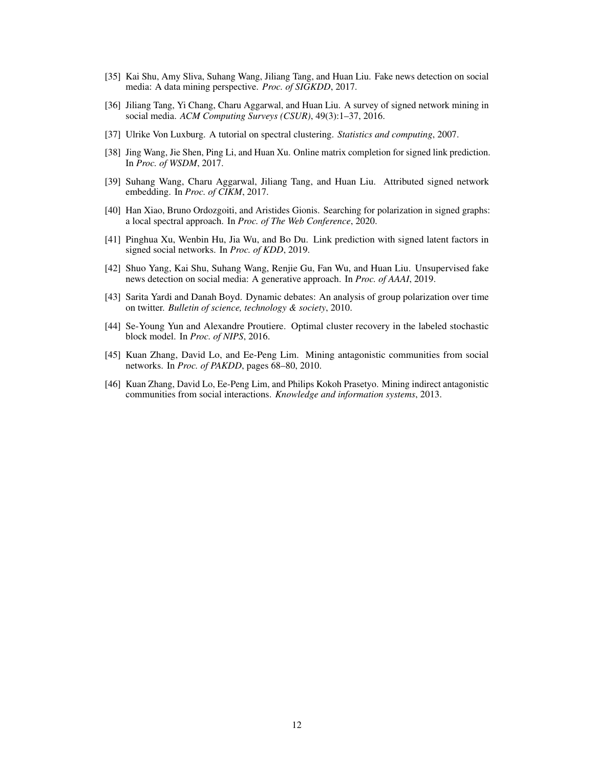[35] Kai Shu, Amy Sliva, Suhang Wang, Jiliang Tang, and Huan Liu. Fake news detection on social media: A data mining perspective. *Proc. of SIGKDD*, 2017.

[36] Jiliang Tang, Yi Chang, Charu Aggarwal, and Huan Liu. A survey of signed network mining in social media. *ACM Computing Surveys (CSUR)*, 49(3):1–37, 2016.

[37] Ulrike Von Luxburg. A tutorial on spectral clustering. *Statistics and computing*, 2007.

[38] Jing Wang, Jie Shen, Ping Li, and Huan Xu. Online matrix completion for signed link prediction. In *Proc. of WSDM*, 2017.

[39] Suhang Wang, Charu Aggarwal, Jiliang Tang, and Huan Liu. Attributed signed network embedding. In *Proc. of CIKM*, 2017.

[40] Han Xiao, Bruno Ordozgoiti, and Aristides Gionis. Searching for polarization in signed graphs: a local spectral approach. In *Proc. of The Web Conference*, 2020.

[41] Pinghua Xu, Wenbin Hu, Jia Wu, and Bo Du. Link prediction with signed latent factors in signed social networks. In *Proc. of KDD*, 2019.

[42] Shuo Yang, Kai Shu, Suhang Wang, Renjie Gu, Fan Wu, and Huan Liu. Unsupervised fake news detection on social media: A generative approach. In *Proc. of AAAI*, 2019.

[43] Sarita Yardi and Danah Boyd. Dynamic debates: An analysis of group polarization over time on twitter. *Bulletin of science, technology & society*, 2010.

[44] Se-Young Yun and Alexandre Proutiere. Optimal cluster recovery in the labeled stochastic block model. In *Proc. of NIPS*, 2016.

[45] Kuan Zhang, David Lo, and Ee-Peng Lim. Mining antagonistic communities from social networks. In *Proc. of PAKDD*, pages 68–80, 2010.

[46] Kuan Zhang, David Lo, Ee-Peng Lim, and Philips Kokoh Prasetyo. Mining indirect antagonistic communities from social interactions. *Knowledge and information systems*, 2013.